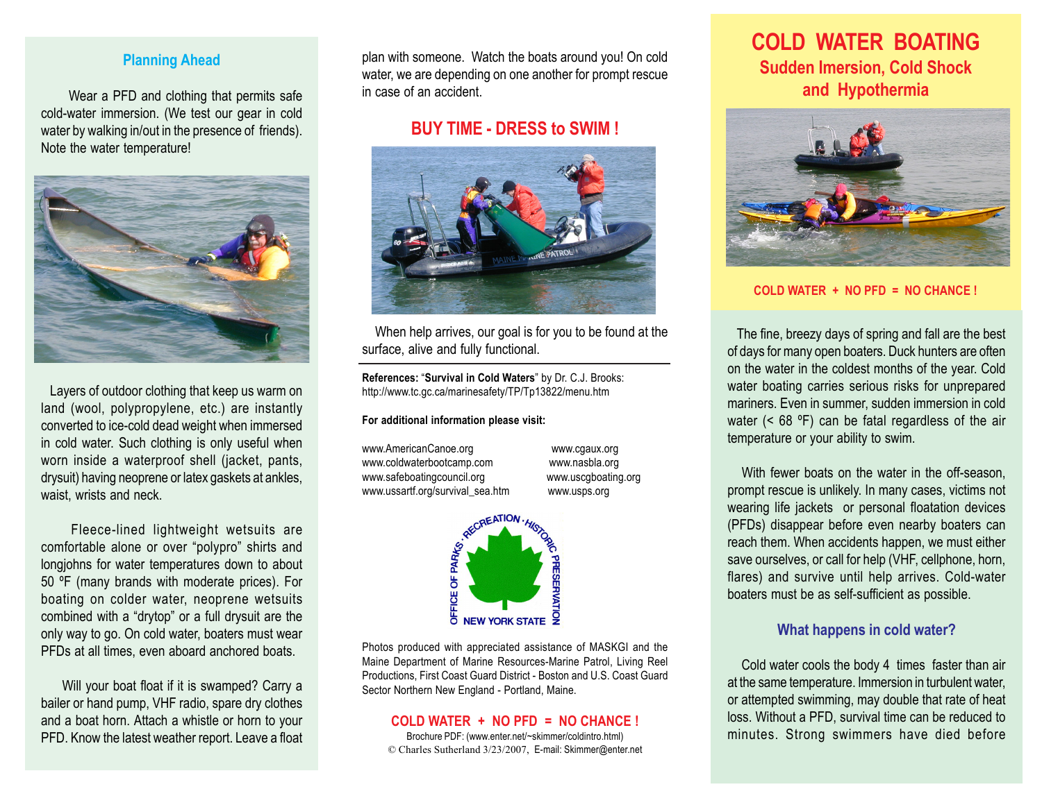## Planning Ahead

Wear a PFD and clothing that permits safe cold-water immersion. (We test our gear in cold water by walking in/out in the presence of friends). Note the water temperature!

Layers of outdoor clothing that keep us warm on land (wool, polypropylene, etc.) are instantly converted to ice-cold dead weight when immersed in cold water. Such clothing is only useful when worn inside a waterproof shell (jacket, pants, drysuit) having neoprene or latex gaskets at ankles, waist, wrists and neck.

Fleece-lined lightweight wetsuits are comfortable alone or over "polypro" shirts and longjohns for water temperatures down to about 50 ºF (many brands with moderate prices). For boating on colder water, neoprene wetsuits combined with a "drytop" or a full drysuit are the only way to go. On cold water, boaters must wear PFDs at all times, even aboard anchored boats.

Will your boat float if it is swamped? Carry a bailer or hand pump, VHF radio, spare dry clothes and a boat horn. Attach a whistle or horn to your PFD. Know the latest weather report. Leave a float plan with someone. Watch the boats around you! On cold water, we are depending on one another for prompt rescue in case of an accident.

## BUY TIME - DRESS to SWIM !

When help arrives, our goal is for you to be found at the surface, alive and fully functional.

**References:** "**Survival in Cold Waters**" by Dr. C.J. Brooks: http://www.tc.gc.ca/marinesafety/TP/Tp13822/menu.htm

**For additional information please visit:**

www.AmericanCanoe.org
www.coldwaterbootcamp.com
www.safeboatingcouncil.org
www.ussartf.org/survival_sea.htm
www.cgaux.org
www.nasbla.org
www.uscgboating.org
www.usps.org

OFFICE OF PARKS · RECREATION · HISTORIC PRESERVATION
NEW YORK STATE

Photos produced with appreciated assistance of MASKGI and the Maine Department of Marine Resources-Marine Patrol, Living Reel Productions, First Coast Guard District - Boston and U.S. Coast Guard Sector Northern New England - Portland, Maine.

**COLD WATER + NO PFD = NO CHANCE !**

Brochure PDF: (www.enter.net/~skimmer/coldintro.html)
© Charles Sutherland 3/23/2007, E-mail: Skimmer@enter.net

# COLD WATER BOATING
## Sudden Imersion, Cold Shock and Hypothermia

**COLD WATER + NO PFD = NO CHANCE !**

The fine, breezy days of spring and fall are the best of days for many open boaters. Duck hunters are often on the water in the coldest months of the year. Cold water boating carries serious risks for unprepared mariners. Even in summer, sudden immersion in cold water (< 68 ºF) can be fatal regardless of the air temperature or your ability to swim.

With fewer boats on the water in the off-season, prompt rescue is unlikely. In many cases, victims not wearing life jackets or personal floatation devices (PFDs) disappear before even nearby boaters can reach them. When accidents happen, we must either save ourselves, or call for help (VHF, cellphone, horn, flares) and survive until help arrives. Cold-water boaters must be as self-sufficient as possible.

### What happens in cold water?

Cold water cools the body 4 times faster than air at the same temperature. Immersion in turbulent water, or attempted swimming, may double that rate of heat loss. Without a PFD, survival time can be reduced to minutes. Strong swimmers have died before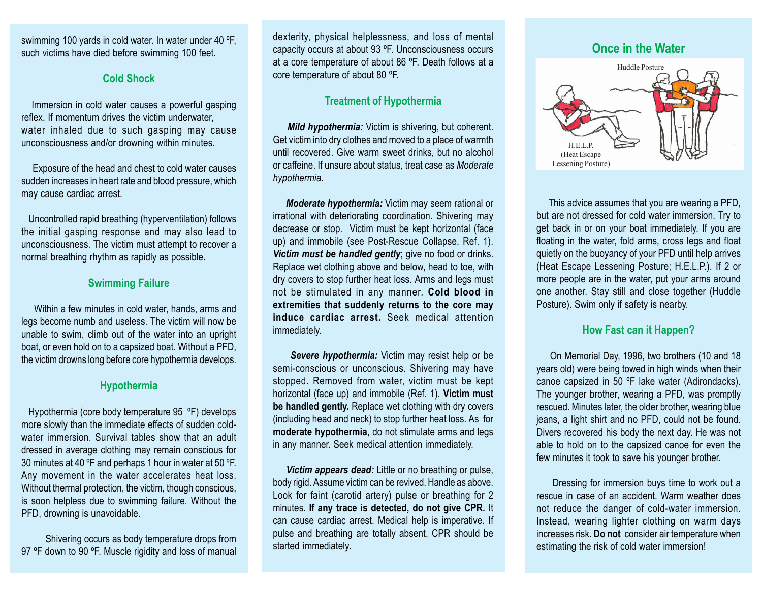swimming 100 yards in cold water. In water under 40 ºF, such victims have died before swimming 100 feet.

## Cold Shock

Immersion in cold water causes a powerful gasping reflex. If momentum drives the victim underwater, water inhaled due to such gasping may cause unconsciousness and/or drowning within minutes.

Exposure of the head and chest to cold water causes sudden increases in heart rate and blood pressure, which may cause cardiac arrest.

Uncontrolled rapid breathing (hyperventilation) follows the initial gasping response and may also lead to unconsciousness. The victim must attempt to recover a normal breathing rhythm as rapidly as possible.

## Swimming Failure

Within a few minutes in cold water, hands, arms and legs become numb and useless. The victim will now be unable to swim, climb out of the water into an upright boat, or even hold on to a capsized boat. Without a PFD, the victim drowns long before core hypothermia develops.

## Hypothermia

Hypothermia (core body temperature 95 ºF) develops more slowly than the immediate effects of sudden cold-water immersion. Survival tables show that an adult dressed in average clothing may remain conscious for 30 minutes at 40 ºF and perhaps 1 hour in water at 50 ºF. Any movement in the water accelerates heat loss. Without thermal protection, the victim, though conscious, is soon helpless due to swimming failure. Without the PFD, drowning is unavoidable.

Shivering occurs as body temperature drops from 97 ºF down to 90 ºF. Muscle rigidity and loss of manual dexterity, physical helplessness, and loss of mental capacity occurs at about 93 ºF. Unconsciousness occurs at a core temperature of about 86 ºF. Death follows at a core temperature of about 80 ºF.

## Treatment of Hypothermia

***Mild hypothermia:*** Victim is shivering, but coherent. Get victim into dry clothes and moved to a place of warmth until recovered. Give warm sweet drinks, but no alcohol or caffeine. If unsure about status, treat case as *Moderate hypothermia.*

***Moderate hypothermia:*** Victim may seem rational or irrational with deteriorating coordination. Shivering may decrease or stop. Victim must be kept horizontal (face up) and immobile (see Post-Rescue Collapse, Ref. 1). ***Victim must be handled gently***; give no food or drinks. Replace wet clothing above and below, head to toe, with dry covers to stop further heat loss. Arms and legs must not be stimulated in any manner. **Cold blood in extremities that suddenly returns to the core may induce cardiac arrest.** Seek medical attention immediately.

***Severe hypothermia:*** Victim may resist help or be semi-conscious or unconscious. Shivering may have stopped. Removed from water, victim must be kept horizontal (face up) and immobile (Ref. 1). **Victim must be handled gently.** Replace wet clothing with dry covers (including head and neck) to stop further heat loss. As for **moderate hypothermia**, do not stimulate arms and legs in any manner. Seek medical attention immediately.

***Victim appears dead:*** Little or no breathing or pulse, body rigid. Assume victim can be revived. Handle as above. Look for faint (carotid artery) pulse or breathing for 2 minutes. **If any trace is detected, do not give CPR.** It can cause cardiac arrest. Medical help is imperative. If pulse and breathing are totally absent, CPR should be started immediately.

## Once in the Water

Huddle Posture

H.E.L.P. (Heat Escape Lessening Posture)

This advice assumes that you are wearing a PFD, but are not dressed for cold water immersion. Try to get back in or on your boat immediately. If you are floating in the water, fold arms, cross legs and float quietly on the buoyancy of your PFD until help arrives (Heat Escape Lessening Posture; H.E.L.P.). If 2 or more people are in the water, put your arms around one another. Stay still and close together (Huddle Posture). Swim only if safety is nearby.

## How Fast can it Happen?

On Memorial Day, 1996, two brothers (10 and 18 years old) were being towed in high winds when their canoe capsized in 50 ºF lake water (Adirondacks). The younger brother, wearing a PFD, was promptly rescued. Minutes later, the older brother, wearing blue jeans, a light shirt and no PFD, could not be found. Divers recovered his body the next day. He was not able to hold on to the capsized canoe for even the few minutes it took to save his younger brother.

Dressing for immersion buys time to work out a rescue in case of an accident. Warm weather does not reduce the danger of cold-water immersion. Instead, wearing lighter clothing on warm days increases risk. **Do not** consider air temperature when estimating the risk of cold water immersion!